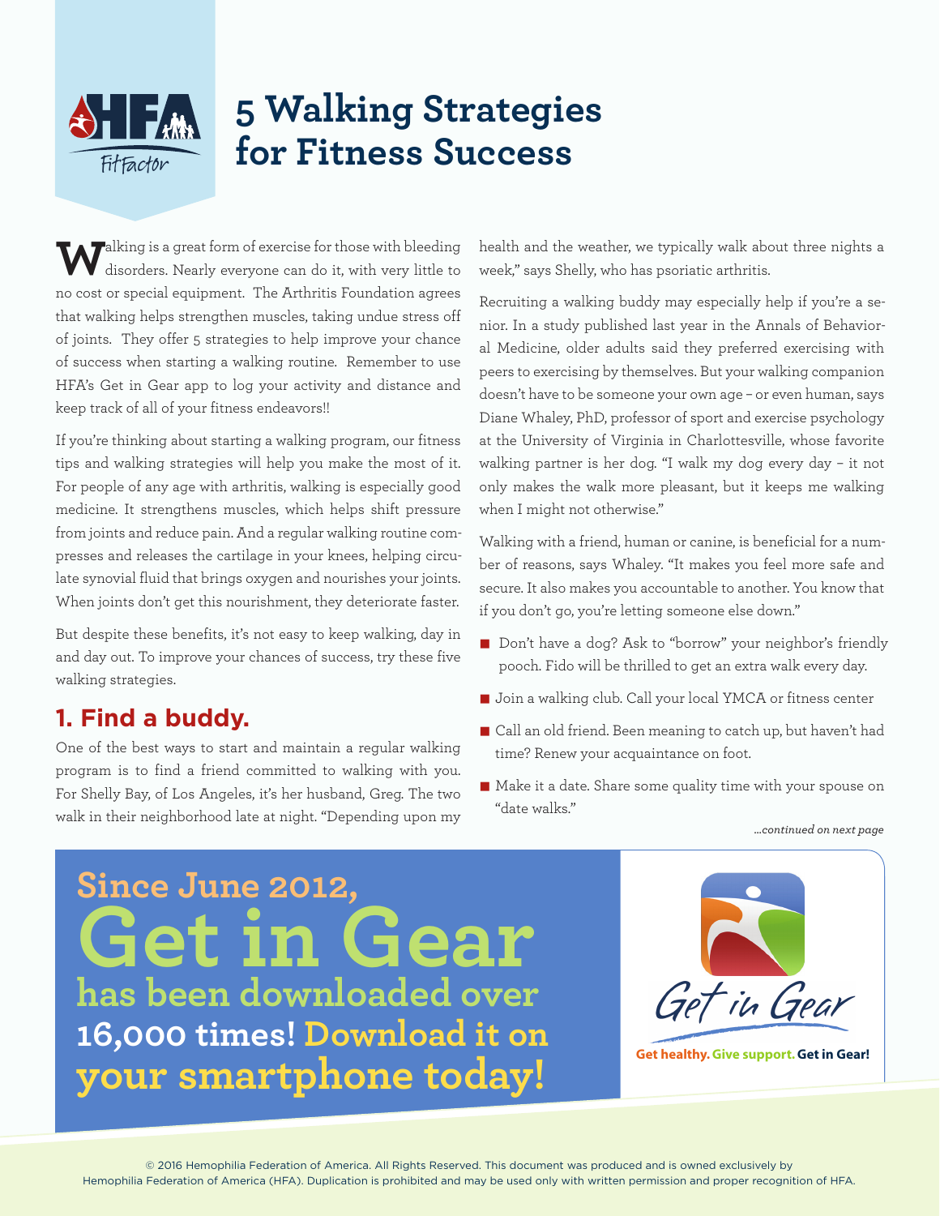# 5 Walking Strategies for Fitness Success

Walking is a great form of exercise for those with bleeding disorders. Nearly everyone can do it, with very little to no cost or special equipment. The Arthritis Foundation agrees that walking helps strengthen muscles, taking undue stress off of joints. They offer 5 strategies to help improve your chance of success when starting a walking routine. Remember to use HFA's Get in Gear app to log your activity and distance and keep track of all of your fitness endeavors!!

If you're thinking about starting a walking program, our fitness tips and walking strategies will help you make the most of it. For people of any age with arthritis, walking is especially good medicine. It strengthens muscles, which helps shift pressure from joints and reduce pain. And a regular walking routine compresses and releases the cartilage in your knees, helping circulate synovial fluid that brings oxygen and nourishes your joints. When joints don't get this nourishment, they deteriorate faster.

But despite these benefits, it's not easy to keep walking, day in and day out. To improve your chances of success, try these five walking strategies.

## 1. Find a buddy.

One of the best ways to start and maintain a regular walking program is to find a friend committed to walking with you. For Shelly Bay, of Los Angeles, it's her husband, Greg. The two walk in their neighborhood late at night. "Depending upon my health and the weather, we typically walk about three nights a week," says Shelly, who has psoriatic arthritis.

Recruiting a walking buddy may especially help if you're a senior. In a study published last year in the Annals of Behavioral Medicine, older adults said they preferred exercising with peers to exercising by themselves. But your walking companion doesn't have to be someone your own age – or even human, says Diane Whaley, PhD, professor of sport and exercise psychology at the University of Virginia in Charlottesville, whose favorite walking partner is her dog. "I walk my dog every day – it not only makes the walk more pleasant, but it keeps me walking when I might not otherwise."

Walking with a friend, human or canine, is beneficial for a number of reasons, says Whaley. "It makes you feel more safe and secure. It also makes you accountable to another. You know that if you don't go, you're letting someone else down."

- Don't have a dog? Ask to "borrow" your neighbor's friendly pooch. Fido will be thrilled to get an extra walk every day.
- Join a walking club. Call your local YMCA or fitness center
- Call an old friend. Been meaning to catch up, but haven't had time? Renew your acquaintance on foot.
- Make it a date. Share some quality time with your spouse on "date walks."

*...continued on next page*

**Since June 2012, Get in Gear has been downloaded over 16,000 times! Download it on your smartphone today!**

Get in Gear

Get healthy. Give support. Get in Gear!

© 2016 Hemophilia Federation of America. All Rights Reserved. This document was produced and is owned exclusively by Hemophilia Federation of America (HFA). Duplication is prohibited and may be used only with written permission and proper recognition of HFA.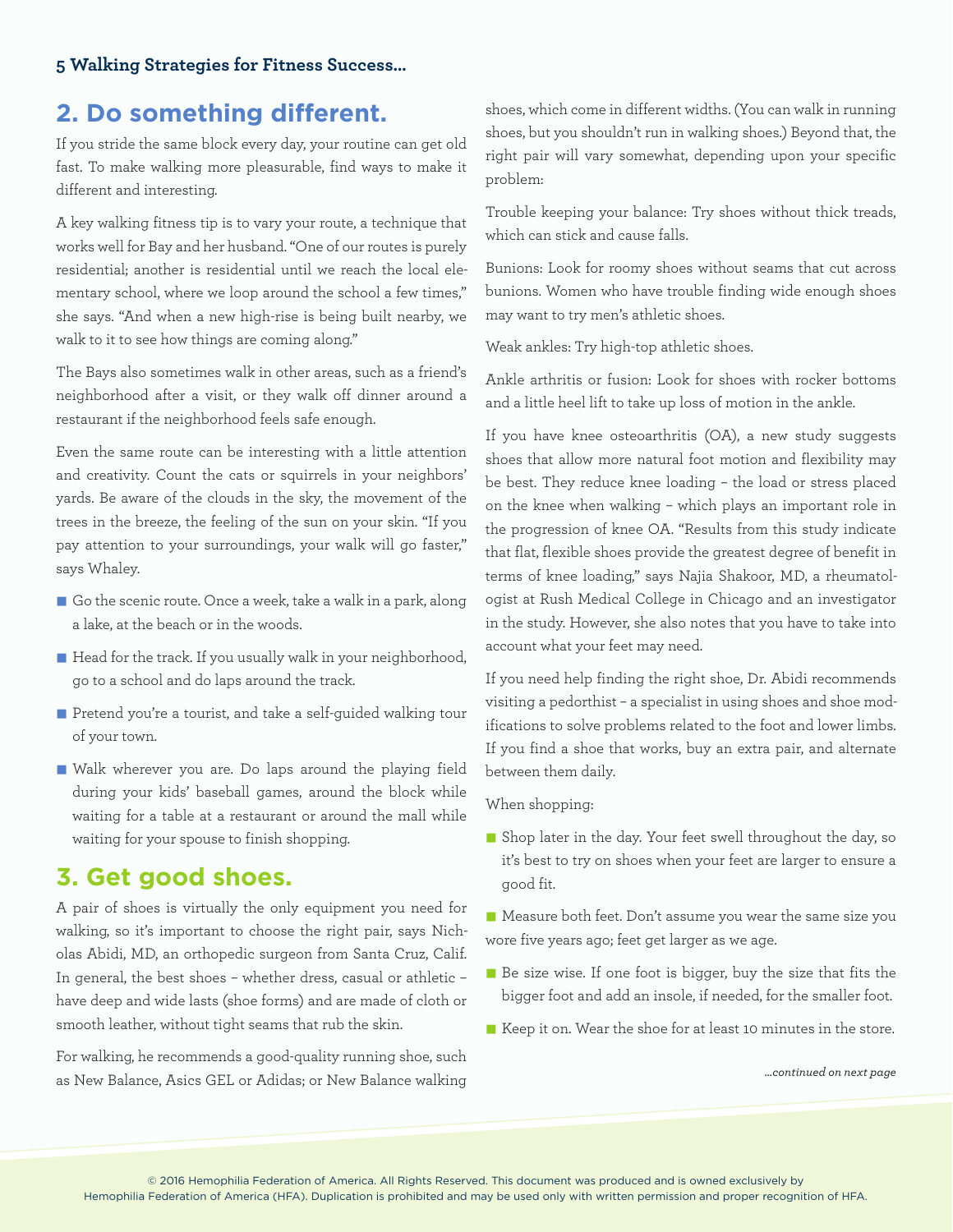5 Walking Strategies for Fitness Success...

## 2. Do something different.

If you stride the same block every day, your routine can get old fast. To make walking more pleasurable, find ways to make it different and interesting.

A key walking fitness tip is to vary your route, a technique that works well for Bay and her husband. "One of our routes is purely residential; another is residential until we reach the local elementary school, where we loop around the school a few times," she says. "And when a new high-rise is being built nearby, we walk to it to see how things are coming along."

The Bays also sometimes walk in other areas, such as a friend's neighborhood after a visit, or they walk off dinner around a restaurant if the neighborhood feels safe enough.

Even the same route can be interesting with a little attention and creativity. Count the cats or squirrels in your neighbors' yards. Be aware of the clouds in the sky, the movement of the trees in the breeze, the feeling of the sun on your skin. "If you pay attention to your surroundings, your walk will go faster," says Whaley.

- Go the scenic route. Once a week, take a walk in a park, along a lake, at the beach or in the woods.
- Head for the track. If you usually walk in your neighborhood, go to a school and do laps around the track.
- Pretend you're a tourist, and take a self-guided walking tour of your town.
- Walk wherever you are. Do laps around the playing field during your kids' baseball games, around the block while waiting for a table at a restaurant or around the mall while waiting for your spouse to finish shopping.

## 3. Get good shoes.

A pair of shoes is virtually the only equipment you need for walking, so it's important to choose the right pair, says Nicholas Abidi, MD, an orthopedic surgeon from Santa Cruz, Calif. In general, the best shoes – whether dress, casual or athletic – have deep and wide lasts (shoe forms) and are made of cloth or smooth leather, without tight seams that rub the skin.

For walking, he recommends a good-quality running shoe, such as New Balance, Asics GEL or Adidas; or New Balance walking shoes, which come in different widths. (You can walk in running shoes, but you shouldn't run in walking shoes.) Beyond that, the right pair will vary somewhat, depending upon your specific problem:

Trouble keeping your balance: Try shoes without thick treads, which can stick and cause falls.

Bunions: Look for roomy shoes without seams that cut across bunions. Women who have trouble finding wide enough shoes may want to try men's athletic shoes.

Weak ankles: Try high-top athletic shoes.

Ankle arthritis or fusion: Look for shoes with rocker bottoms and a little heel lift to take up loss of motion in the ankle.

If you have knee osteoarthritis (OA), a new study suggests shoes that allow more natural foot motion and flexibility may be best. They reduce knee loading – the load or stress placed on the knee when walking – which plays an important role in the progression of knee OA. "Results from this study indicate that flat, flexible shoes provide the greatest degree of benefit in terms of knee loading," says Najia Shakoor, MD, a rheumatologist at Rush Medical College in Chicago and an investigator in the study. However, she also notes that you have to take into account what your feet may need.

If you need help finding the right shoe, Dr. Abidi recommends visiting a pedorthist – a specialist in using shoes and shoe modifications to solve problems related to the foot and lower limbs. If you find a shoe that works, buy an extra pair, and alternate between them daily.

When shopping:

- Shop later in the day. Your feet swell throughout the day, so it's best to try on shoes when your feet are larger to ensure a good fit.
- Measure both feet. Don't assume you wear the same size you wore five years ago; feet get larger as we age.
- Be size wise. If one foot is bigger, buy the size that fits the bigger foot and add an insole, if needed, for the smaller foot.
- Keep it on. Wear the shoe for at least 10 minutes in the store.

*...continued on next page*

© 2016 Hemophilia Federation of America. All Rights Reserved. This document was produced and is owned exclusively by Hemophilia Federation of America (HFA). Duplication is prohibited and may be used only with written permission and proper recognition of HFA.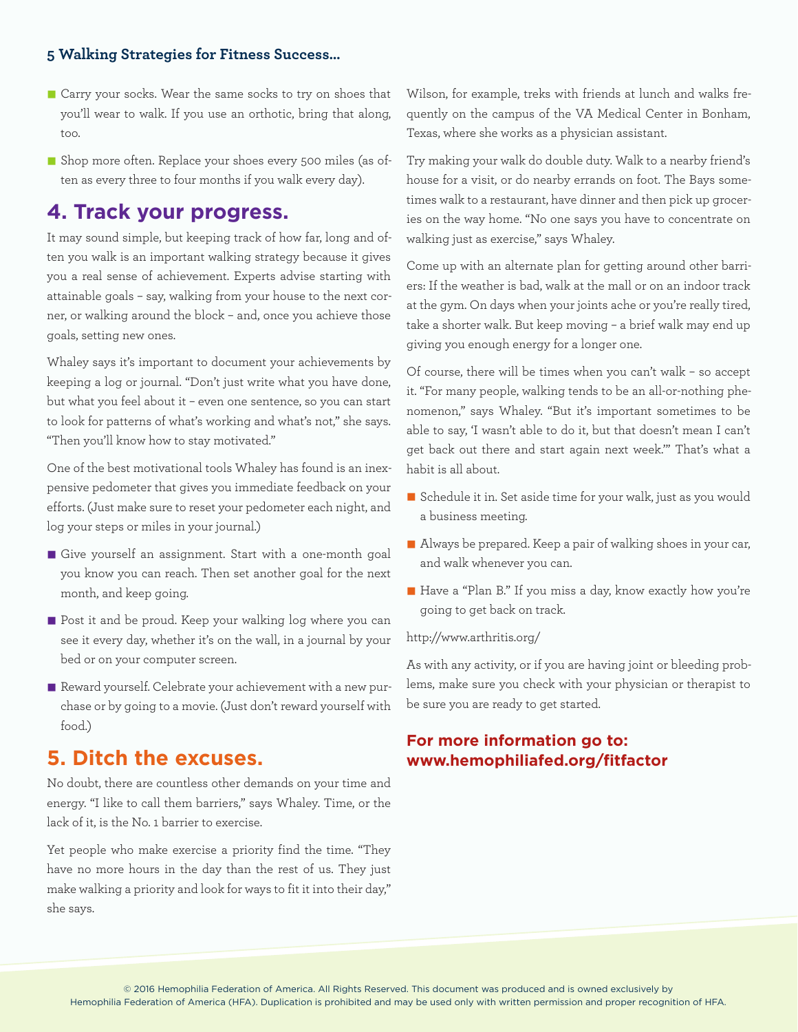- Carry your socks. Wear the same socks to try on shoes that you'll wear to walk. If you use an orthotic, bring that along, too.
- Shop more often. Replace your shoes every 500 miles (as often as every three to four months if you walk every day).

## 4. Track your progress.

It may sound simple, but keeping track of how far, long and often you walk is an important walking strategy because it gives you a real sense of achievement. Experts advise starting with attainable goals – say, walking from your house to the next corner, or walking around the block – and, once you achieve those goals, setting new ones.

Whaley says it's important to document your achievements by keeping a log or journal. "Don't just write what you have done, but what you feel about it – even one sentence, so you can start to look for patterns of what's working and what's not," she says. "Then you'll know how to stay motivated."

One of the best motivational tools Whaley has found is an inexpensive pedometer that gives you immediate feedback on your efforts. (Just make sure to reset your pedometer each night, and log your steps or miles in your journal.)

- Give yourself an assignment. Start with a one-month goal you know you can reach. Then set another goal for the next month, and keep going.
- Post it and be proud. Keep your walking log where you can see it every day, whether it's on the wall, in a journal by your bed or on your computer screen.
- Reward yourself. Celebrate your achievement with a new purchase or by going to a movie. (Just don't reward yourself with food.)

## 5. Ditch the excuses.

No doubt, there are countless other demands on your time and energy. "I like to call them barriers," says Whaley. Time, or the lack of it, is the No. 1 barrier to exercise.

Yet people who make exercise a priority find the time. "They have no more hours in the day than the rest of us. They just make walking a priority and look for ways to fit it into their day," she says.

Wilson, for example, treks with friends at lunch and walks frequently on the campus of the VA Medical Center in Bonham, Texas, where she works as a physician assistant.

Try making your walk do double duty. Walk to a nearby friend's house for a visit, or do nearby errands on foot. The Bays sometimes walk to a restaurant, have dinner and then pick up groceries on the way home. "No one says you have to concentrate on walking just as exercise," says Whaley.

Come up with an alternate plan for getting around other barriers: If the weather is bad, walk at the mall or on an indoor track at the gym. On days when your joints ache or you're really tired, take a shorter walk. But keep moving – a brief walk may end up giving you enough energy for a longer one.

Of course, there will be times when you can't walk – so accept it. "For many people, walking tends to be an all-or-nothing phenomenon," says Whaley. "But it's important sometimes to be able to say, 'I wasn't able to do it, but that doesn't mean I can't get back out there and start again next week.'" That's what a habit is all about.

- Schedule it in. Set aside time for your walk, just as you would a business meeting.
- Always be prepared. Keep a pair of walking shoes in your car, and walk whenever you can.
- Have a "Plan B." If you miss a day, know exactly how you're going to get back on track.

http://www.arthritis.org/

As with any activity, or if you are having joint or bleeding problems, make sure you check with your physician or therapist to be sure you are ready to get started.

**For more information go to: www.hemophiliafed.org/fitfactor**

© 2016 Hemophilia Federation of America. All Rights Reserved. This document was produced and is owned exclusively by Hemophilia Federation of America (HFA). Duplication is prohibited and may be used only with written permission and proper recognition of HFA.